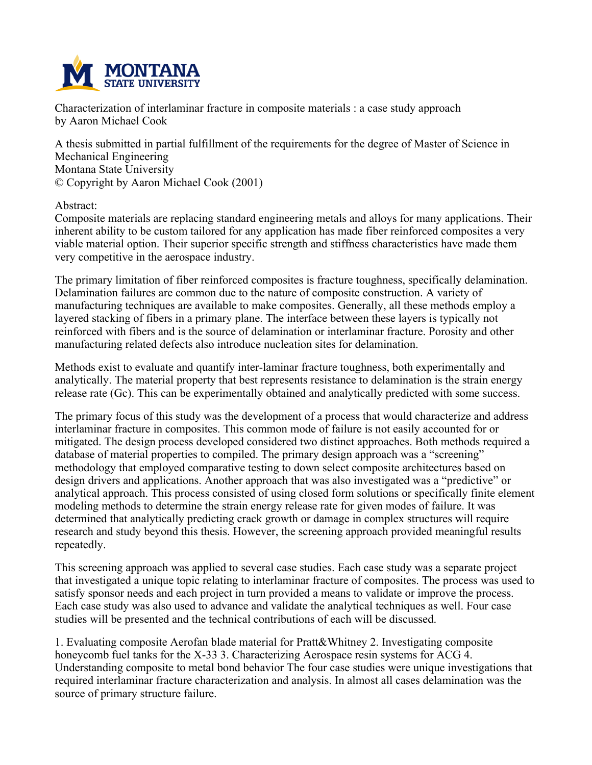Characterization of interlaminar fracture in composite materials : a case study approach
by Aaron Michael Cook

A thesis submitted in partial fulfillment of the requirements for the degree of Master of Science in Mechanical Engineering
Montana State University
© Copyright by Aaron Michael Cook (2001)

Abstract:
Composite materials are replacing standard engineering metals and alloys for many applications. Their inherent ability to be custom tailored for any application has made fiber reinforced composites a very viable material option. Their superior specific strength and stiffness characteristics have made them very competitive in the aerospace industry.

The primary limitation of fiber reinforced composites is fracture toughness, specifically delamination. Delamination failures are common due to the nature of composite construction. A variety of manufacturing techniques are available to make composites. Generally, all these methods employ a layered stacking of fibers in a primary plane. The interface between these layers is typically not reinforced with fibers and is the source of delamination or interlaminar fracture. Porosity and other manufacturing related defects also introduce nucleation sites for delamination.

Methods exist to evaluate and quantify inter-laminar fracture toughness, both experimentally and analytically. The material property that best represents resistance to delamination is the strain energy release rate (Gc). This can be experimentally obtained and analytically predicted with some success.

The primary focus of this study was the development of a process that would characterize and address interlaminar fracture in composites. This common mode of failure is not easily accounted for or mitigated. The design process developed considered two distinct approaches. Both methods required a database of material properties to compiled. The primary design approach was a "screening" methodology that employed comparative testing to down select composite architectures based on design drivers and applications. Another approach that was also investigated was a "predictive" or analytical approach. This process consisted of using closed form solutions or specifically finite element modeling methods to determine the strain energy release rate for given modes of failure. It was determined that analytically predicting crack growth or damage in complex structures will require research and study beyond this thesis. However, the screening approach provided meaningful results repeatedly.

This screening approach was applied to several case studies. Each case study was a separate project that investigated a unique topic relating to interlaminar fracture of composites. The process was used to satisfy sponsor needs and each project in turn provided a means to validate or improve the process. Each case study was also used to advance and validate the analytical techniques as well. Four case studies will be presented and the technical contributions of each will be discussed.

1. Evaluating composite Aerofan blade material for Pratt&Whitney 2. Investigating composite honeycomb fuel tanks for the X-33 3. Characterizing Aerospace resin systems for ACG 4. Understanding composite to metal bond behavior The four case studies were unique investigations that required interlaminar fracture characterization and analysis. In almost all cases delamination was the source of primary structure failure.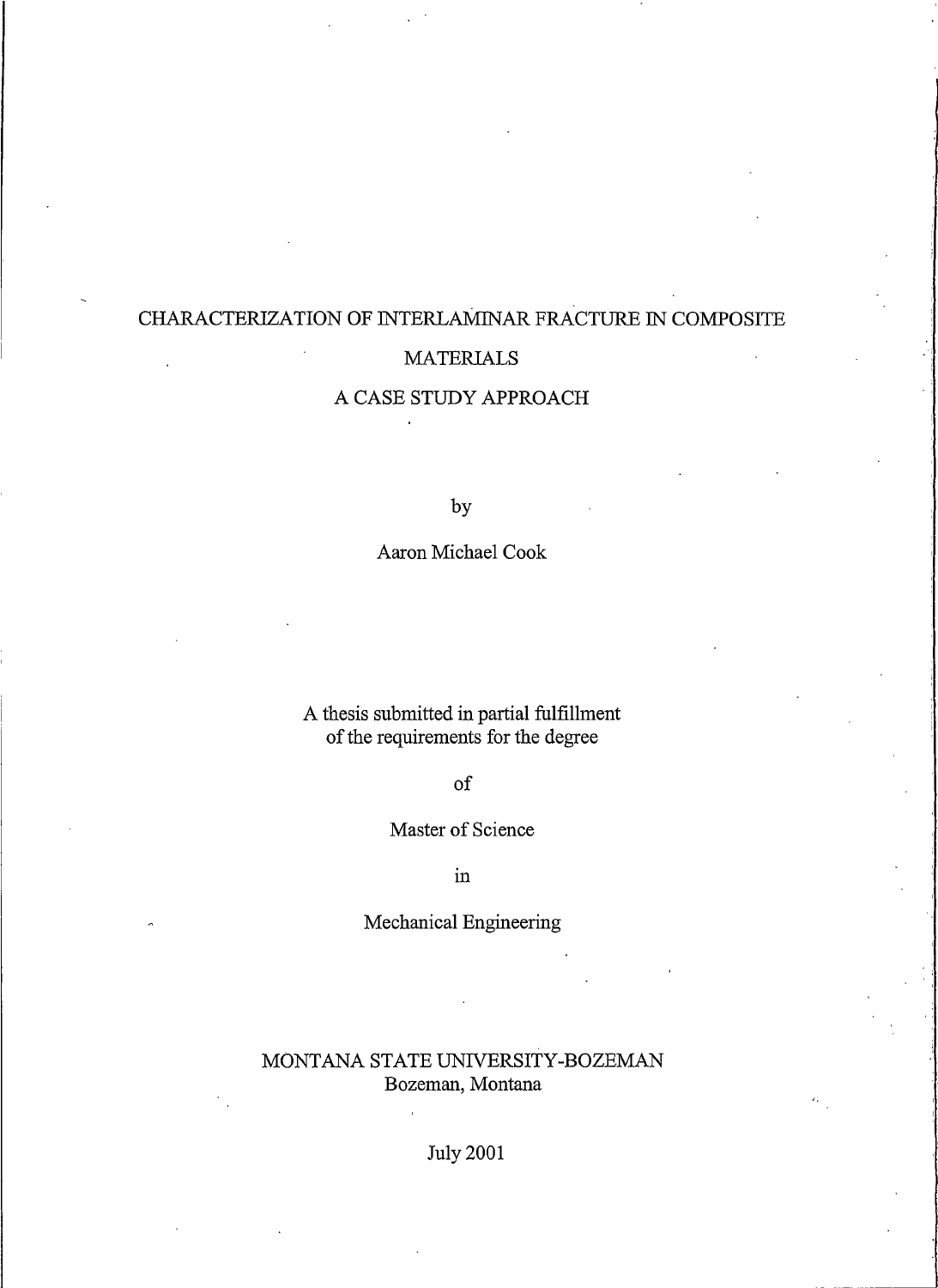# CHARACTERIZATION OF INTERLAMINAR FRACTURE IN COMPOSITE MATERIALS

# A CASE STUDY APPROACH

by

Aaron Michael Cook

A thesis submitted in partial fulfillment
of the requirements for the degree

of

Master of Science

in

Mechanical Engineering

MONTANA STATE UNIVERSITY-BOZEMAN
Bozeman, Montana

July 2001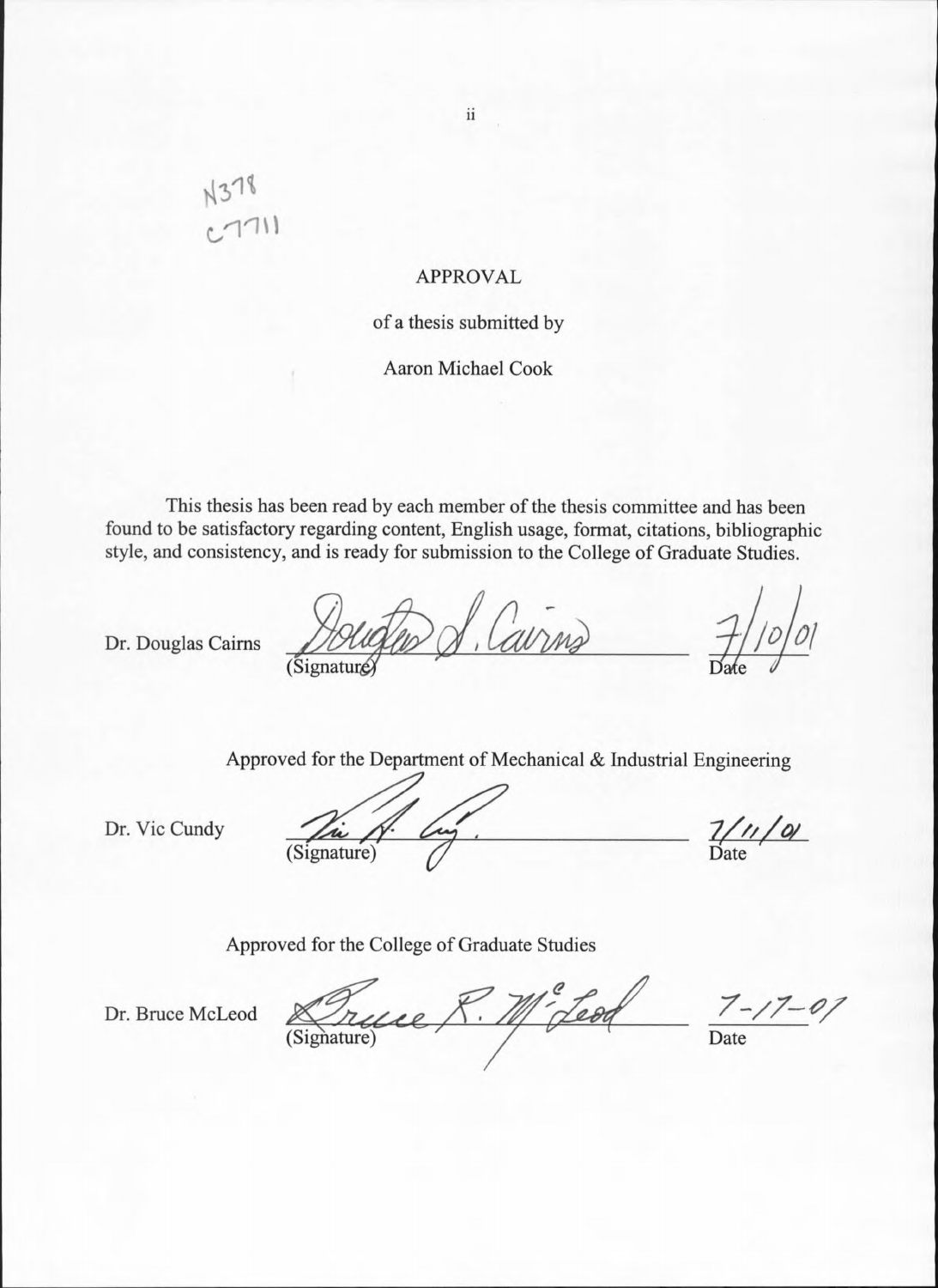N378
C7711

# APPROVAL

of a thesis submitted by

Aaron Michael Cook

This thesis has been read by each member of the thesis committee and has been found to be satisfactory regarding content, English usage, format, citations, bibliographic style, and consistency, and is ready for submission to the College of Graduate Studies.

Dr. Douglas Cairns (Signature) Date 7/10/01

Approved for the Department of Mechanical & Industrial Engineering

Dr. Vic Cundy (Signature) Date 7/11/01

Approved for the College of Graduate Studies

Dr. Bruce McLeod (Signature) Date 7-17-01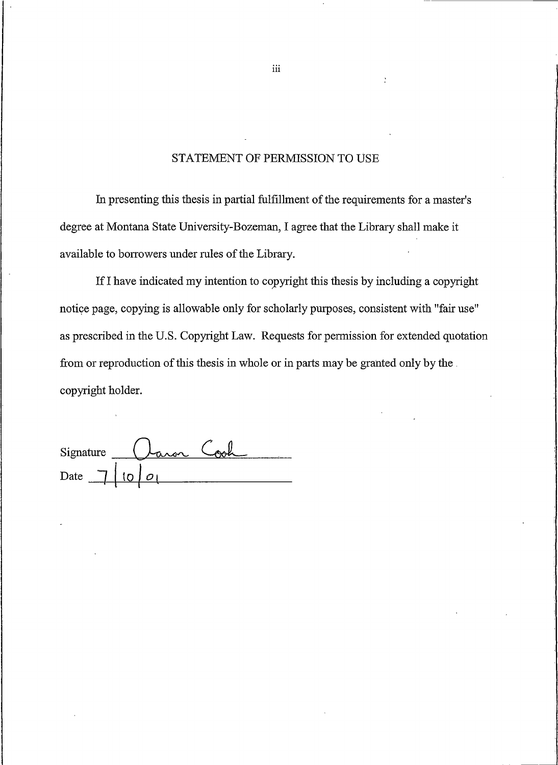## STATEMENT OF PERMISSION TO USE

In presenting this thesis in partial fulfillment of the requirements for a master's degree at Montana State University-Bozeman, I agree that the Library shall make it available to borrowers under rules of the Library.

If I have indicated my intention to copyright this thesis by including a copyright notice page, copying is allowable only for scholarly purposes, consistent with "fair use" as prescribed in the U.S. Copyright Law. Requests for permission for extended quotation from or reproduction of this thesis in whole or in parts may be granted only by the copyright holder.

Signature Aaron Cook

Date 7/10/01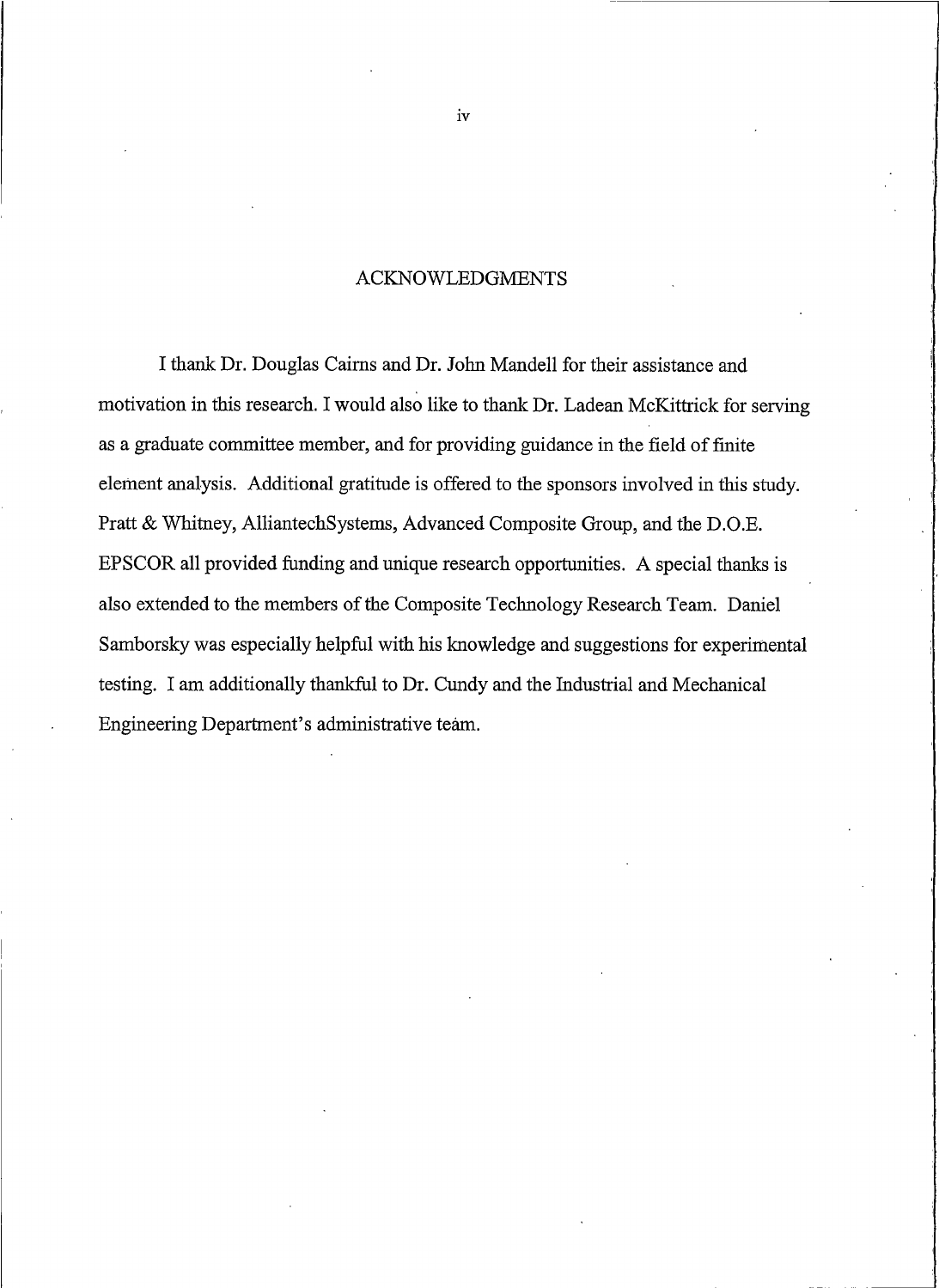## ACKNOWLEDGMENTS

I thank Dr. Douglas Cairns and Dr. John Mandell for their assistance and motivation in this research. I would also like to thank Dr. Ladean McKittrick for serving as a graduate committee member, and for providing guidance in the field of finite element analysis. Additional gratitude is offered to the sponsors involved in this study. Pratt & Whitney, AlliantechSystems, Advanced Composite Group, and the D.O.E. EPSCOR all provided funding and unique research opportunities. A special thanks is also extended to the members of the Composite Technology Research Team. Daniel Samborsky was especially helpful with his knowledge and suggestions for experimental testing. I am additionally thankful to Dr. Cundy and the Industrial and Mechanical Engineering Department's administrative team.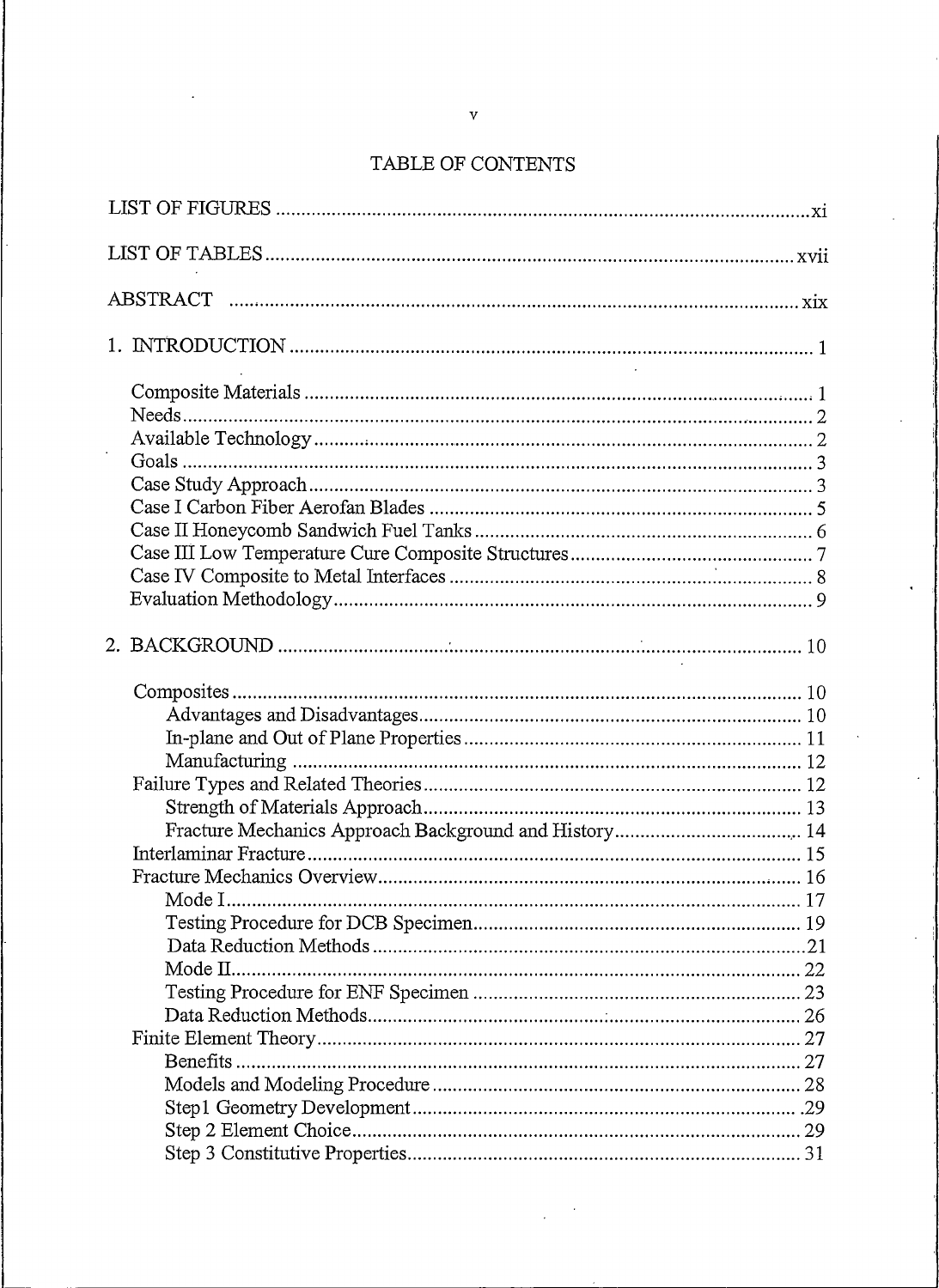# TABLE OF CONTENTS

LIST OF FIGURES .......... xi

LIST OF TABLES .......... xvii

ABSTRACT .......... xix

1. INTRODUCTION .......... 1

    Composite Materials .......... 1
    Needs .......... 2
    Available Technology .......... 2
    Goals .......... 3
    Case Study Approach .......... 3
    Case I Carbon Fiber Aerofan Blades .......... 5
    Case II Honeycomb Sandwich Fuel Tanks .......... 6
    Case III Low Temperature Cure Composite Structures .......... 7
    Case IV Composite to Metal Interfaces .......... 8
    Evaluation Methodology .......... 9

2. BACKGROUND .......... 10

    Composites .......... 10
        Advantages and Disadvantages .......... 10
        In-plane and Out of Plane Properties .......... 11
        Manufacturing .......... 12
    Failure Types and Related Theories .......... 12
        Strength of Materials Approach .......... 13
        Fracture Mechanics Approach Background and History .......... 14
    Interlaminar Fracture .......... 15
    Fracture Mechanics Overview .......... 16
        Mode I .......... 17
        Testing Procedure for DCB Specimen .......... 19
        Data Reduction Methods .......... 21
        Mode II .......... 22
        Testing Procedure for ENF Specimen .......... 23
        Data Reduction Methods .......... 26
    Finite Element Theory .......... 27
        Benefits .......... 27
        Models and Modeling Procedure .......... 28
        Step1 Geometry Development .......... 29
        Step 2 Element Choice .......... 29
        Step 3 Constitutive Properties .......... 31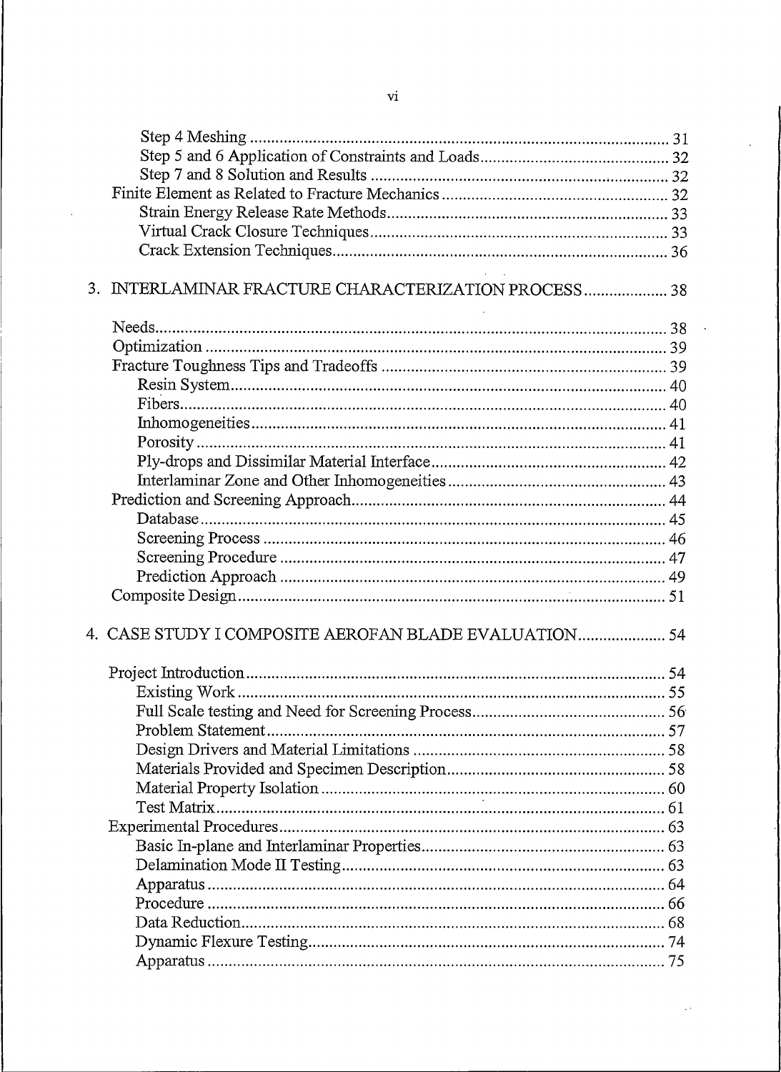Step 4 Meshing .................................................................................................. 31
Step 5 and 6 Application of Constraints and Loads............................................ 32
Step 7 and 8 Solution and Results ..................................................................... 32
Finite Element as Related to Fracture Mechanics ..................................................... 32
Strain Energy Release Rate Methods.................................................................. 33
Virtual Crack Closure Techniques...................................................................... 33
Crack Extension Techniques............................................................................... 36

3. INTERLAMINAR FRACTURE CHARACTERIZATION PROCESS.................... 38

Needs......................................................................................................................... 38
Optimization ............................................................................................................. 39
Fracture Toughness Tips and Tradeoffs .................................................................... 39
Resin System....................................................................................................... 40
Fibers.................................................................................................................. 40
Inhomogeneities.................................................................................................. 41
Porosity ............................................................................................................... 41
Ply-drops and Dissimilar Material Interface........................................................ 42
Interlaminar Zone and Other Inhomogeneities.................................................... 43
Prediction and Screening Approach.......................................................................... 44
Database.............................................................................................................. 45
Screening Process ............................................................................................... 46
Screening Procedure ........................................................................................... 47
Prediction Approach ........................................................................................... 49
Composite Design..................................................................................................... 51

4. CASE STUDY I COMPOSITE AEROFAN BLADE EVALUATION..................... 54

Project Introduction................................................................................................... 54
Existing Work ..................................................................................................... 55
Full Scale testing and Need for Screening Process............................................. 56
Problem Statement.............................................................................................. 57
Design Drivers and Material Limitations ........................................................... 58
Materials Provided and Specimen Description................................................... 58
Material Property Isolation ................................................................................. 60
Test Matrix.......................................................................................................... 61
Experimental Procedures........................................................................................... 63
Basic In-plane and Interlaminar Properties.......................................................... 63
Delamination Mode II Testing............................................................................ 63
Apparatus ............................................................................................................ 64
Procedure ............................................................................................................ 66
Data Reduction.................................................................................................... 68
Dynamic Flexure Testing.................................................................................... 74
Apparatus ............................................................................................................ 75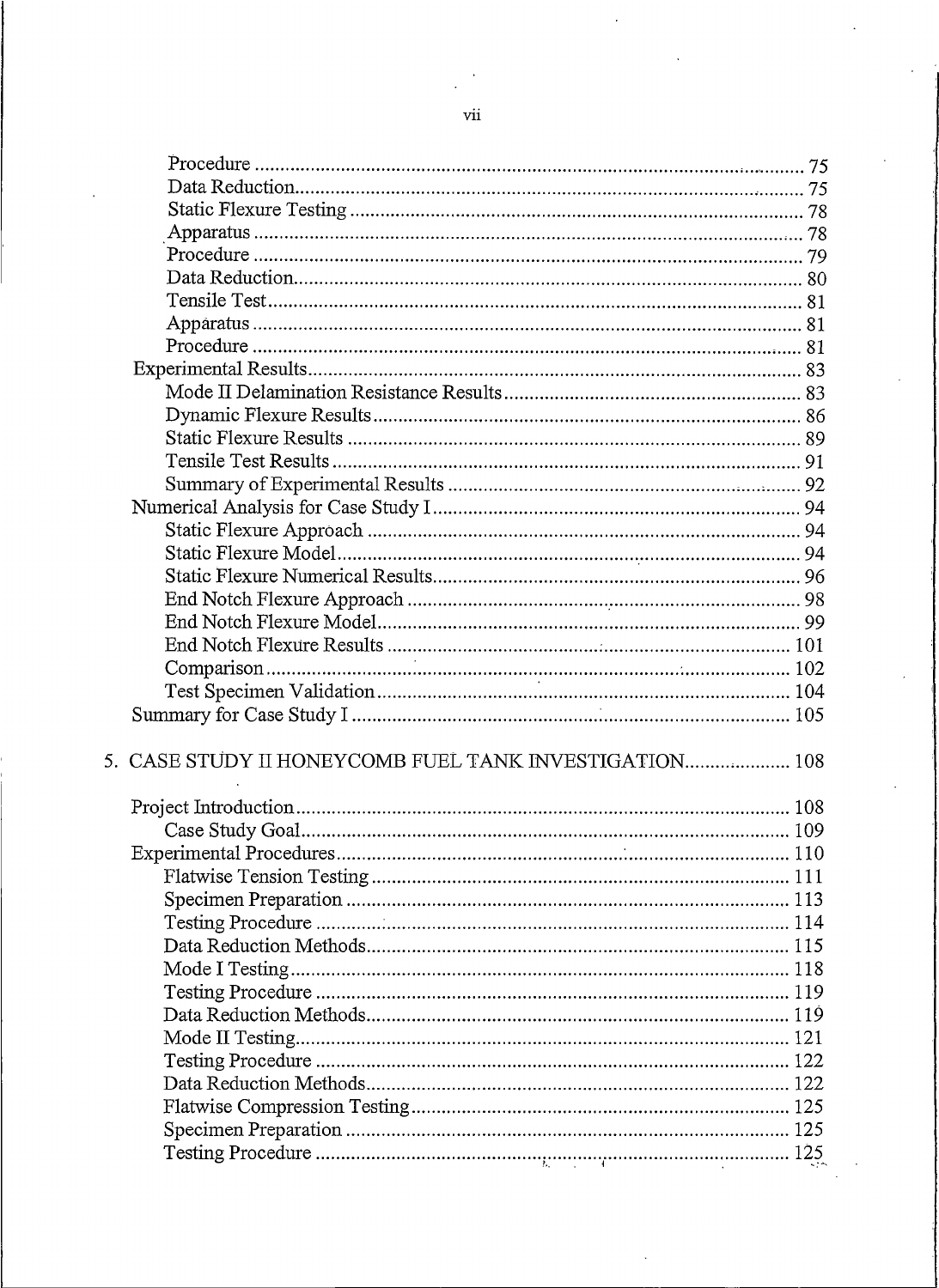Procedure ........ 75
Data Reduction ........ 75
Static Flexure Testing ........ 78
Apparatus ........ 78
Procedure ........ 79
Data Reduction ........ 80
Tensile Test ........ 81
Apparatus ........ 81
Procedure ........ 81
Experimental Results ........ 83
Mode II Delamination Resistance Results ........ 83
Dynamic Flexure Results ........ 86
Static Flexure Results ........ 89
Tensile Test Results ........ 91
Summary of Experimental Results ........ 92
Numerical Analysis for Case Study I ........ 94
Static Flexure Approach ........ 94
Static Flexure Model ........ 94
Static Flexure Numerical Results ........ 96
End Notch Flexure Approach ........ 98
End Notch Flexure Model ........ 99
End Notch Flexure Results ........ 101
Comparison ........ 102
Test Specimen Validation ........ 104
Summary for Case Study I ........ 105

5. CASE STUDY II HONEYCOMB FUEL TANK INVESTIGATION ........ 108

Project Introduction ........ 108
Case Study Goal ........ 109
Experimental Procedures ........ 110
Flatwise Tension Testing ........ 111
Specimen Preparation ........ 113
Testing Procedure ........ 114
Data Reduction Methods ........ 115
Mode I Testing ........ 118
Testing Procedure ........ 119
Data Reduction Methods ........ 119
Mode II Testing ........ 121
Testing Procedure ........ 122
Data Reduction Methods ........ 122
Flatwise Compression Testing ........ 125
Specimen Preparation ........ 125
Testing Procedure ........ 125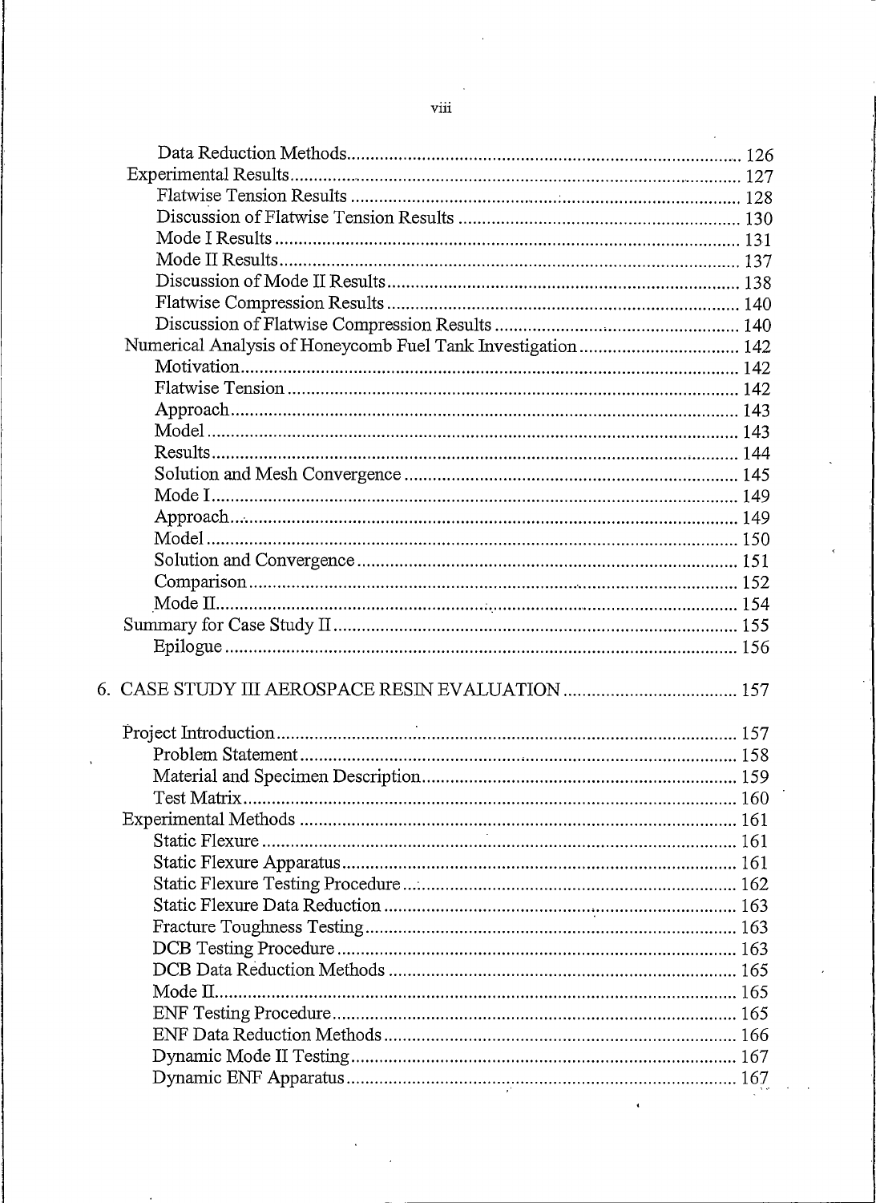- Data Reduction Methods .... 126
- Experimental Results .... 127
  - Flatwise Tension Results .... 128
  - Discussion of Flatwise Tension Results .... 130
  - Mode I Results .... 131
  - Mode II Results .... 137
  - Discussion of Mode II Results .... 138
  - Flatwise Compression Results .... 140
  - Discussion of Flatwise Compression Results .... 140
- Numerical Analysis of Honeycomb Fuel Tank Investigation .... 142
  - Motivation .... 142
  - Flatwise Tension .... 142
  - Approach .... 143
  - Model .... 143
  - Results .... 144
  - Solution and Mesh Convergence .... 145
  - Mode I .... 149
  - Approach .... 149
  - Model .... 150
  - Solution and Convergence .... 151
  - Comparison .... 152
  - Mode II .... 154
- Summary for Case Study II .... 155
  - Epilogue .... 156

6. CASE STUDY III AEROSPACE RESIN EVALUATION .... 157

- Project Introduction .... 157
  - Problem Statement .... 158
  - Material and Specimen Description .... 159
  - Test Matrix .... 160
- Experimental Methods .... 161
  - Static Flexure .... 161
  - Static Flexure Apparatus .... 161
  - Static Flexure Testing Procedure .... 162
  - Static Flexure Data Reduction .... 163
  - Fracture Toughness Testing .... 163
  - DCB Testing Procedure .... 163
  - DCB Data Reduction Methods .... 165
  - Mode II .... 165
  - ENF Testing Procedure .... 165
  - ENF Data Reduction Methods .... 166
  - Dynamic Mode II Testing .... 167
  - Dynamic ENF Apparatus .... 167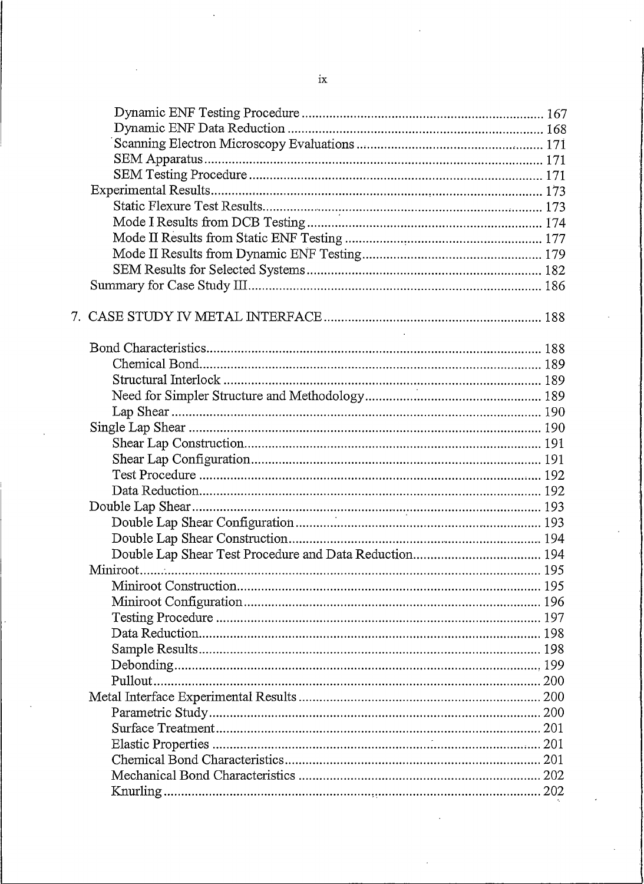Dynamic ENF Testing Procedure ..................................................................... 167
Dynamic ENF Data Reduction ......................................................................... 168
Scanning Electron Microscopy Evaluations ...................................................... 171
SEM Apparatus ................................................................................................ 171
SEM Testing Procedure ................................................................................... 171
Experimental Results .............................................................................................. 173
Static Flexure Test Results ............................................................................... 173
Mode I Results from DCB Testing .................................................................. 174
Mode II Results from Static ENF Testing ........................................................ 177
Mode II Results from Dynamic ENF Testing ................................................... 179
SEM Results for Selected Systems .................................................................. 182
Summary for Case Study III .................................................................................... 186

7. CASE STUDY IV METAL INTERFACE .............................................................. 188

Bond Characteristics ............................................................................................... 188
Chemical Bond ................................................................................................. 189
Structural Interlock .......................................................................................... 189
Need for Simpler Structure and Methodology .................................................. 189
Lap Shear ......................................................................................................... 190
Single Lap Shear .................................................................................................... 190
Shear Lap Construction .................................................................................... 191
Shear Lap Configuration .................................................................................. 191
Test Procedure ................................................................................................. 192
Data Reduction ................................................................................................. 192
Double Lap Shear ................................................................................................... 193
Double Lap Shear Configuration ...................................................................... 193
Double Lap Shear Construction ........................................................................ 194
Double Lap Shear Test Procedure and Data Reduction ..................................... 194
Miniroot .................................................................................................................. 195
Miniroot Construction ...................................................................................... 195
Miniroot Configuration .................................................................................... 196
Testing Procedure ............................................................................................ 197
Data Reduction ................................................................................................. 198
Sample Results ................................................................................................. 198
Debonding ........................................................................................................ 199
Pullout .............................................................................................................. 200
Metal Interface Experimental Results ..................................................................... 200
Parametric Study .............................................................................................. 200
Surface Treatment ............................................................................................ 201
Elastic Properties ............................................................................................. 201
Chemical Bond Characteristics ......................................................................... 201
Mechanical Bond Characteristics ..................................................................... 202
Knurling ........................................................................................................... 202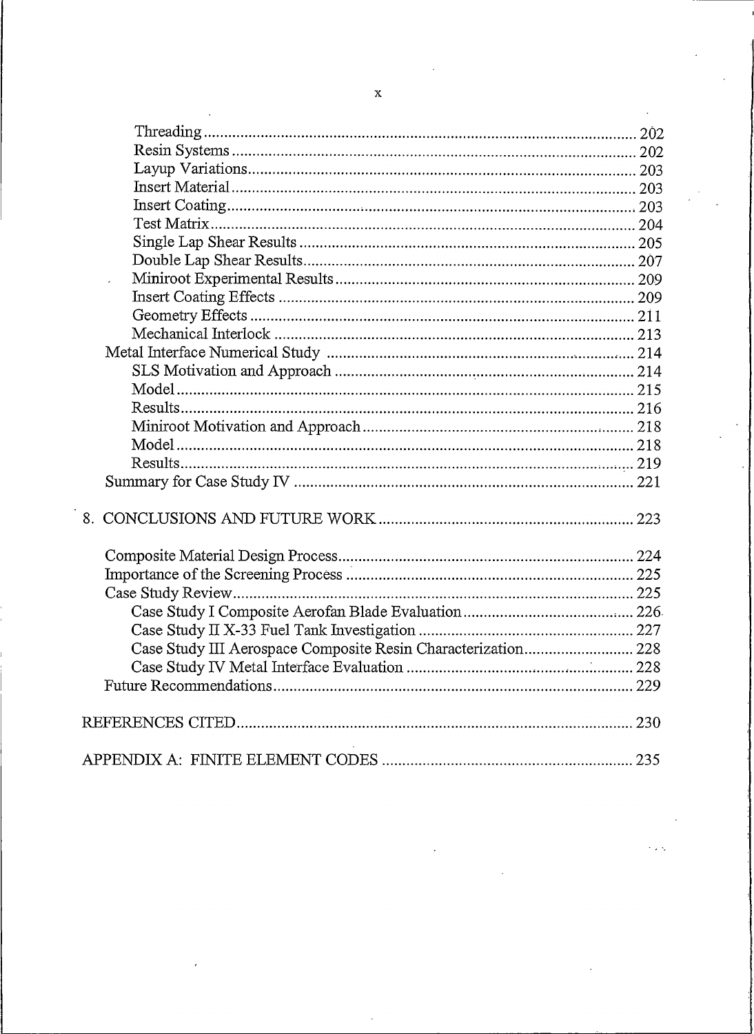- Threading ..... 202
- Resin Systems ..... 202
- Layup Variations ..... 203
- Insert Material ..... 203
- Insert Coating ..... 203
- Test Matrix ..... 204
- Single Lap Shear Results ..... 205
- Double Lap Shear Results ..... 207
- Miniroot Experimental Results ..... 209
- Insert Coating Effects ..... 209
- Geometry Effects ..... 211
- Mechanical Interlock ..... 213

Metal Interface Numerical Study ..... 214
- SLS Motivation and Approach ..... 214
- Model ..... 215
- Results ..... 216
- Miniroot Motivation and Approach ..... 218
- Model ..... 218
- Results ..... 219

Summary for Case Study IV ..... 221

8. CONCLUSIONS AND FUTURE WORK ..... 223

Composite Material Design Process ..... 224

Importance of the Screening Process ..... 225

Case Study Review ..... 225
- Case Study I Composite Aerofan Blade Evaluation ..... 226
- Case Study II X-33 Fuel Tank Investigation ..... 227
- Case Study III Aerospace Composite Resin Characterization ..... 228
- Case Study IV Metal Interface Evaluation ..... 228

Future Recommendations ..... 229

REFERENCES CITED ..... 230

APPENDIX A: FINITE ELEMENT CODES ..... 235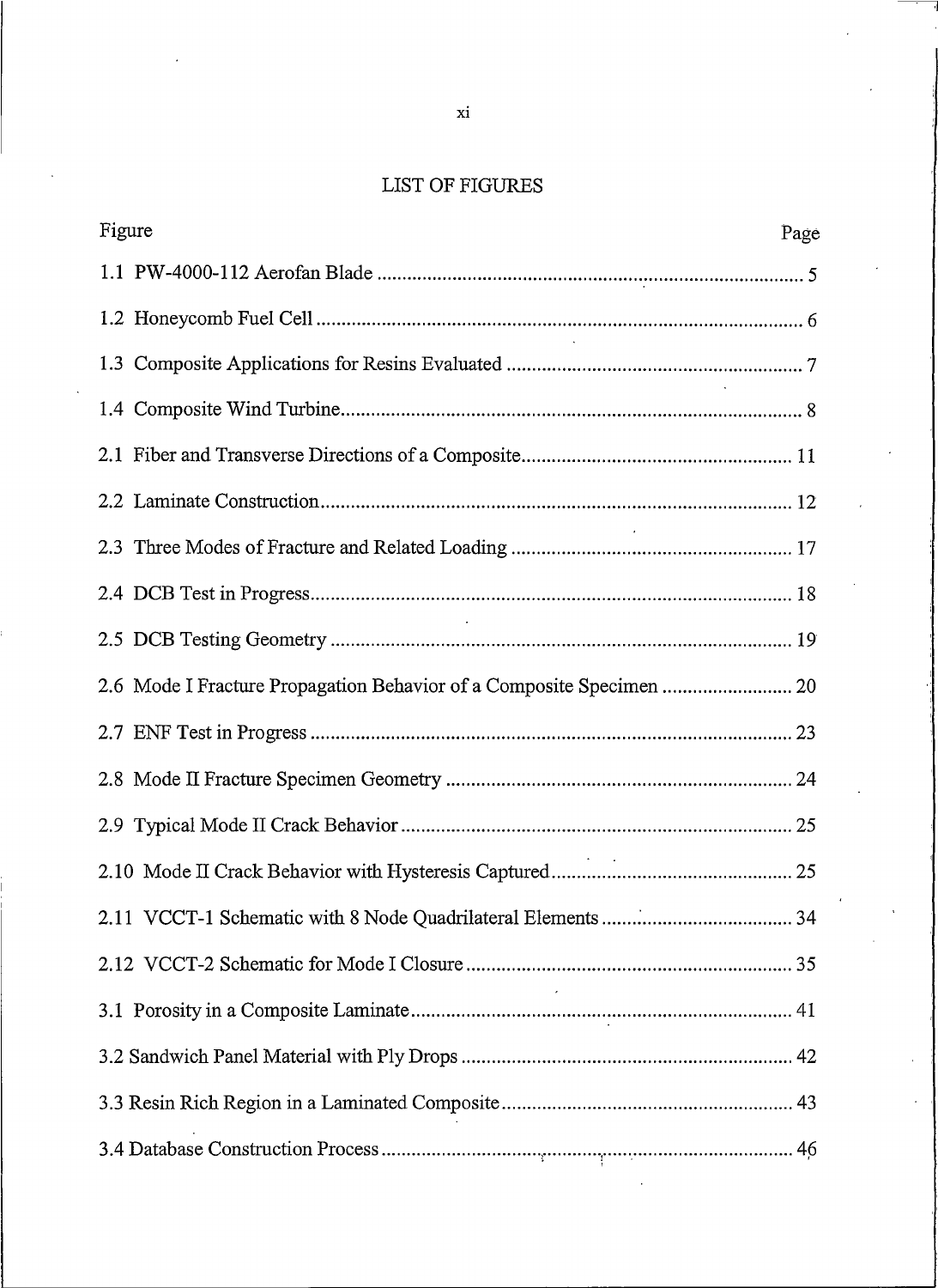# LIST OF FIGURES

| Figure | Page |
|---|---|
| 1.1 PW-4000-112 Aerofan Blade | 5 |
| 1.2 Honeycomb Fuel Cell | 6 |
| 1.3 Composite Applications for Resins Evaluated | 7 |
| 1.4 Composite Wind Turbine | 8 |
| 2.1 Fiber and Transverse Directions of a Composite | 11 |
| 2.2 Laminate Construction | 12 |
| 2.3 Three Modes of Fracture and Related Loading | 17 |
| 2.4 DCB Test in Progress | 18 |
| 2.5 DCB Testing Geometry | 19 |
| 2.6 Mode I Fracture Propagation Behavior of a Composite Specimen | 20 |
| 2.7 ENF Test in Progress | 23 |
| 2.8 Mode II Fracture Specimen Geometry | 24 |
| 2.9 Typical Mode II Crack Behavior | 25 |
| 2.10 Mode II Crack Behavior with Hysteresis Captured | 25 |
| 2.11 VCCT-1 Schematic with 8 Node Quadrilateral Elements | 34 |
| 2.12 VCCT-2 Schematic for Mode I Closure | 35 |
| 3.1 Porosity in a Composite Laminate | 41 |
| 3.2 Sandwich Panel Material with Ply Drops | 42 |
| 3.3 Resin Rich Region in a Laminated Composite | 43 |
| 3.4 Database Construction Process | 46 |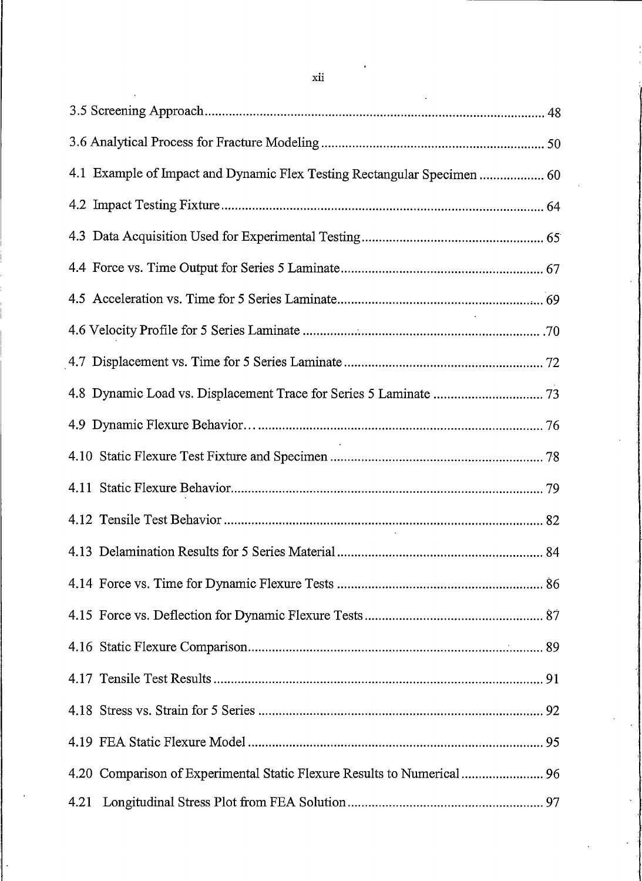3.5 Screening Approach .......... 48

3.6 Analytical Process for Fracture Modeling .......... 50

4.1 Example of Impact and Dynamic Flex Testing Rectangular Specimen .......... 60

4.2 Impact Testing Fixture .......... 64

4.3 Data Acquisition Used for Experimental Testing .......... 65

4.4 Force vs. Time Output for Series 5 Laminate .......... 67

4.5 Acceleration vs. Time for 5 Series Laminate .......... 69

4.6 Velocity Profile for 5 Series Laminate .......... 70

4.7 Displacement vs. Time for 5 Series Laminate .......... 72

4.8 Dynamic Load vs. Displacement Trace for Series 5 Laminate .......... 73

4.9 Dynamic Flexure Behavior .......... 76

4.10 Static Flexure Test Fixture and Specimen .......... 78

4.11 Static Flexure Behavior .......... 79

4.12 Tensile Test Behavior .......... 82

4.13 Delamination Results for 5 Series Material .......... 84

4.14 Force vs. Time for Dynamic Flexure Tests .......... 86

4.15 Force vs. Deflection for Dynamic Flexure Tests .......... 87

4.16 Static Flexure Comparison .......... 89

4.17 Tensile Test Results .......... 91

4.18 Stress vs. Strain for 5 Series .......... 92

4.19 FEA Static Flexure Model .......... 95

4.20 Comparison of Experimental Static Flexure Results to Numerical .......... 96

4.21 Longitudinal Stress Plot from FEA Solution .......... 97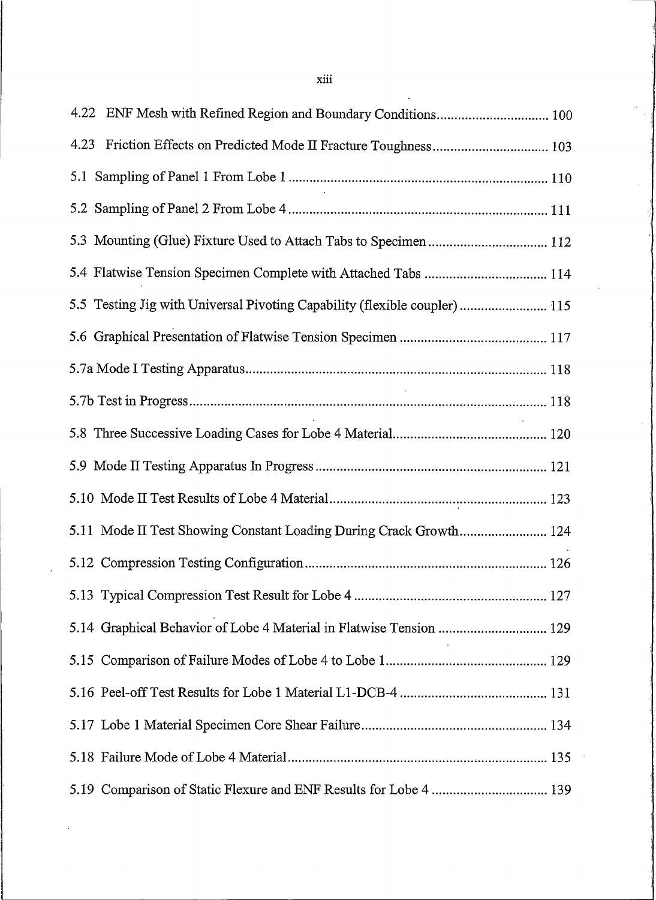4.22 ENF Mesh with Refined Region and Boundary Conditions ................................ 100

4.23 Friction Effects on Predicted Mode II Fracture Toughness ................................ 103

5.1 Sampling of Panel 1 From Lobe 1 ................................ 110

5.2 Sampling of Panel 2 From Lobe 4 ................................ 111

5.3 Mounting (Glue) Fixture Used to Attach Tabs to Specimen ................................ 112

5.4 Flatwise Tension Specimen Complete with Attached Tabs ................................ 114

5.5 Testing Jig with Universal Pivoting Capability (flexible coupler) ................................ 115

5.6 Graphical Presentation of Flatwise Tension Specimen ................................ 117

5.7a Mode I Testing Apparatus ................................ 118

5.7b Test in Progress ................................ 118

5.8 Three Successive Loading Cases for Lobe 4 Material ................................ 120

5.9 Mode II Testing Apparatus In Progress ................................ 121

5.10 Mode II Test Results of Lobe 4 Material ................................ 123

5.11 Mode II Test Showing Constant Loading During Crack Growth ................................ 124

5.12 Compression Testing Configuration ................................ 126

5.13 Typical Compression Test Result for Lobe 4 ................................ 127

5.14 Graphical Behavior of Lobe 4 Material in Flatwise Tension ................................ 129

5.15 Comparison of Failure Modes of Lobe 4 to Lobe 1 ................................ 129

5.16 Peel-off Test Results for Lobe 1 Material L1-DCB-4 ................................ 131

5.17 Lobe 1 Material Specimen Core Shear Failure ................................ 134

5.18 Failure Mode of Lobe 4 Material ................................ 135

5.19 Comparison of Static Flexure and ENF Results for Lobe 4 ................................ 139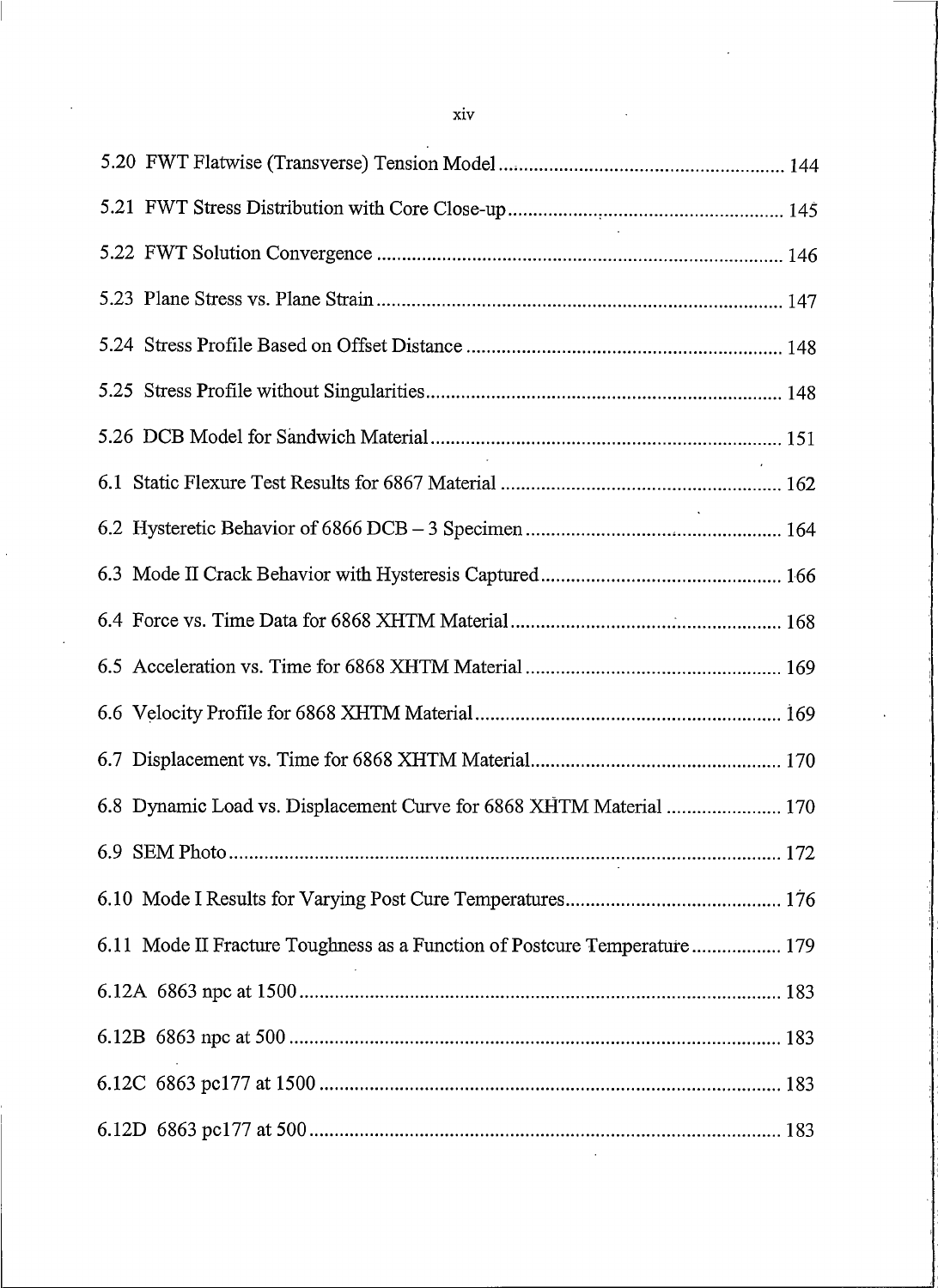5.20 FWT Flatwise (Transverse) Tension Model ........................................................ 144

5.21 FWT Stress Distribution with Core Close-up ..................................................... 145

5.22 FWT Solution Convergence ................................................................................ 146

5.23 Plane Stress vs. Plane Strain ................................................................................ 147

5.24 Stress Profile Based on Offset Distance .............................................................. 148

5.25 Stress Profile without Singularities ...................................................................... 148

5.26 DCB Model for Sandwich Material ..................................................................... 151

6.1 Static Flexure Test Results for 6867 Material ....................................................... 162

6.2 Hysteretic Behavior of 6866 DCB – 3 Specimen .................................................. 164

6.3 Mode II Crack Behavior with Hysteresis Captured ................................................ 166

6.4 Force vs. Time Data for 6868 XHTM Material ..................................................... 168

6.5 Acceleration vs. Time for 6868 XHTM Material .................................................. 169

6.6 Velocity Profile for 6868 XHTM Material ............................................................ 169

6.7 Displacement vs. Time for 6868 XHTM Material ................................................. 170

6.8 Dynamic Load vs. Displacement Curve for 6868 XHTM Material ....................... 170

6.9 SEM Photo ............................................................................................................ 172

6.10 Mode I Results for Varying Post Cure Temperatures ........................................... 176

6.11 Mode II Fracture Toughness as a Function of Postcure Temperature .................. 179

6.12A 6863 npc at 1500 ............................................................................................... 183

6.12B 6863 npc at 500 ................................................................................................. 183

6.12C 6863 pc177 at 1500 ........................................................................................... 183

6.12D 6863 pc177 at 500 ............................................................................................. 183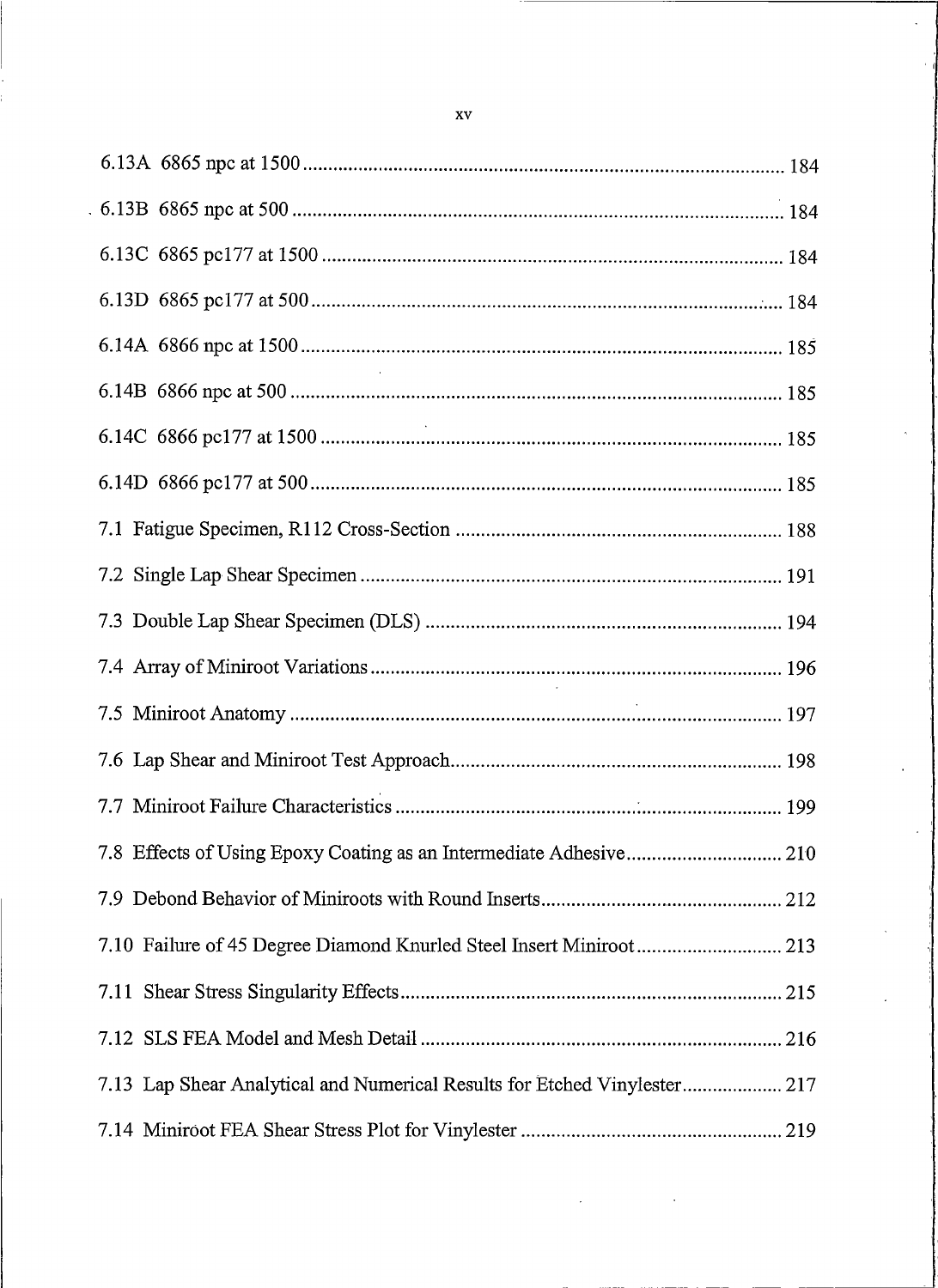6.13A 6865 npc at 1500 ........................................................................................ 184

6.13B 6865 npc at 500 .......................................................................................... 184

6.13C 6865 pc177 at 1500 ..................................................................................... 184

6.13D 6865 pc177 at 500 ....................................................................................... 184

6.14A 6866 npc at 1500 ........................................................................................ 185

6.14B 6866 npc at 500 .......................................................................................... 185

6.14C 6866 pc177 at 1500 ..................................................................................... 185

6.14D 6866 pc177 at 500 ....................................................................................... 185

7.1 Fatigue Specimen, R112 Cross-Section ............................................................... 188

7.2 Single Lap Shear Specimen .................................................................................. 191

7.3 Double Lap Shear Specimen (DLS) ...................................................................... 194

7.4 Array of Miniroot Variations ................................................................................ 196

7.5 Miniroot Anatomy ................................................................................................ 197

7.6 Lap Shear and Miniroot Test Approach................................................................ 198

7.7 Miniroot Failure Characteristics ........................................................................... 199

7.8 Effects of Using Epoxy Coating as an Intermediate Adhesive.............................. 210

7.9 Debond Behavior of Miniroots with Round Inserts............................................... 212

7.10 Failure of 45 Degree Diamond Knurled Steel Insert Miniroot............................ 213

7.11 Shear Stress Singularity Effects .......................................................................... 215

7.12 SLS FEA Model and Mesh Detail ...................................................................... 216

7.13 Lap Shear Analytical and Numerical Results for Etched Vinylester.................... 217

7.14 Miniroot FEA Shear Stress Plot for Vinylester ................................................... 219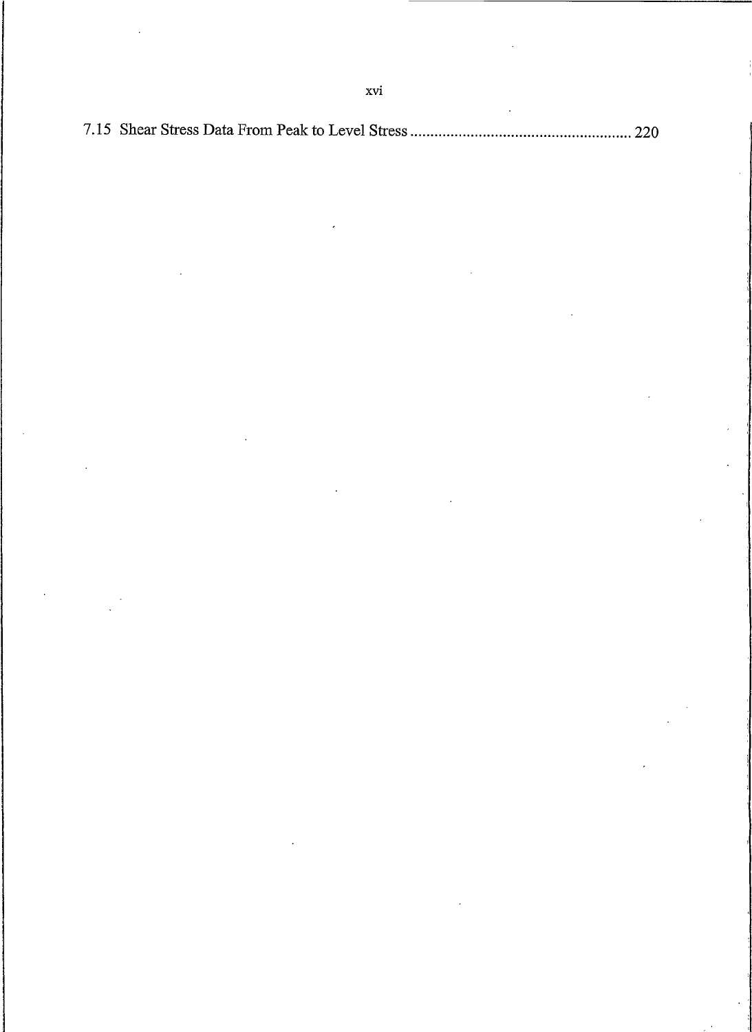7.15 Shear Stress Data From Peak to Level Stress ........................................................ 220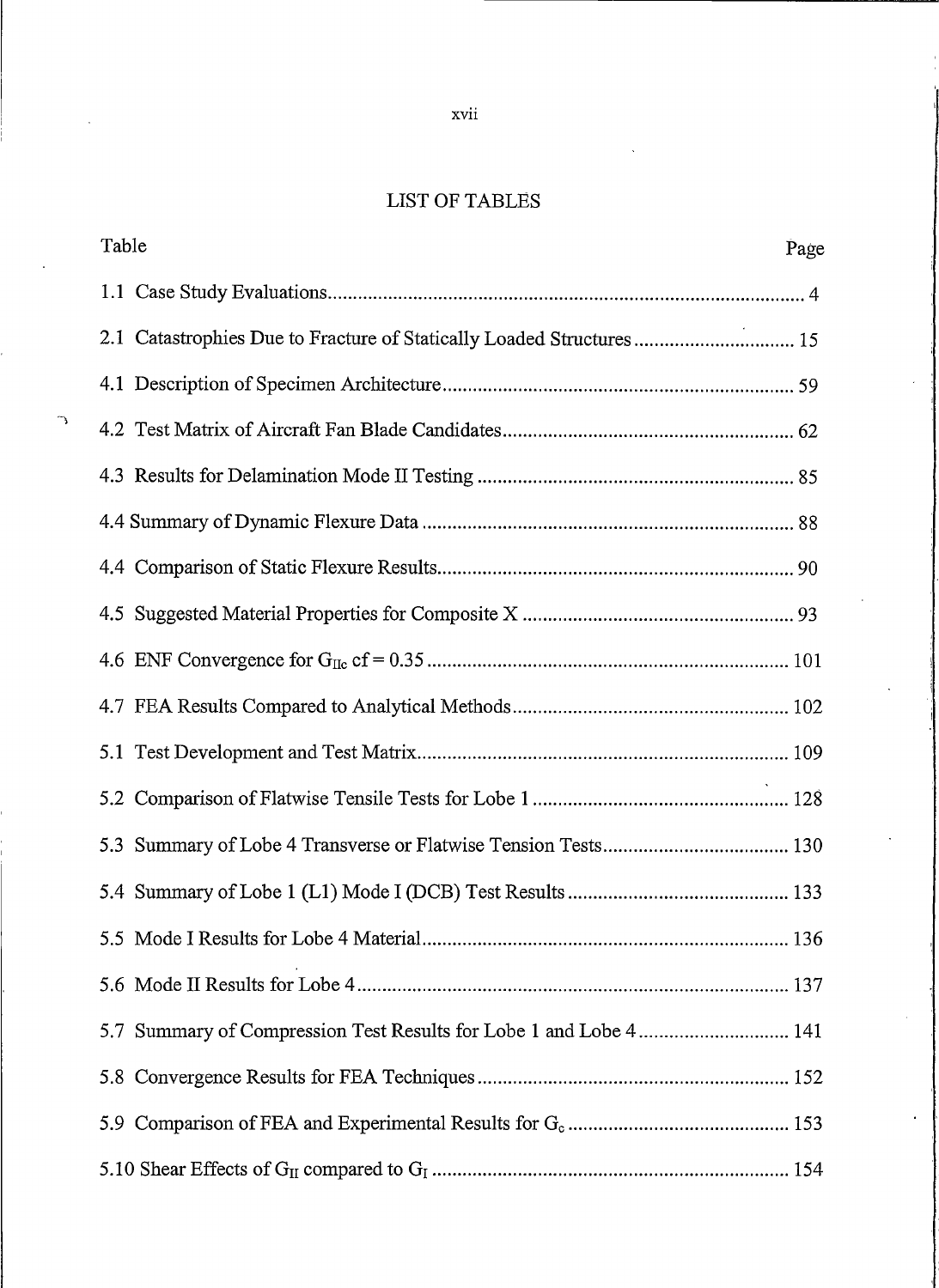# LIST OF TABLES

| Table | Page |
|---|---|
| 1.1 Case Study Evaluations | 4 |
| 2.1 Catastrophies Due to Fracture of Statically Loaded Structures | 15 |
| 4.1 Description of Specimen Architecture | 59 |
| 4.2 Test Matrix of Aircraft Fan Blade Candidates | 62 |
| 4.3 Results for Delamination Mode II Testing | 85 |
| 4.4 Summary of Dynamic Flexure Data | 88 |
| 4.4 Comparison of Static Flexure Results | 90 |
| 4.5 Suggested Material Properties for Composite X | 93 |
| 4.6 ENF Convergence for $G_{IIc}$ cf = 0.35 | 101 |
| 4.7 FEA Results Compared to Analytical Methods | 102 |
| 5.1 Test Development and Test Matrix | 109 |
| 5.2 Comparison of Flatwise Tensile Tests for Lobe 1 | 128 |
| 5.3 Summary of Lobe 4 Transverse or Flatwise Tension Tests | 130 |
| 5.4 Summary of Lobe 1 (L1) Mode I (DCB) Test Results | 133 |
| 5.5 Mode I Results for Lobe 4 Material | 136 |
| 5.6 Mode II Results for Lobe 4 | 137 |
| 5.7 Summary of Compression Test Results for Lobe 1 and Lobe 4 | 141 |
| 5.8 Convergence Results for FEA Techniques | 152 |
| 5.9 Comparison of FEA and Experimental Results for $G_c$ | 153 |
| 5.10 Shear Effects of $G_{II}$ compared to $G_I$ | 154 |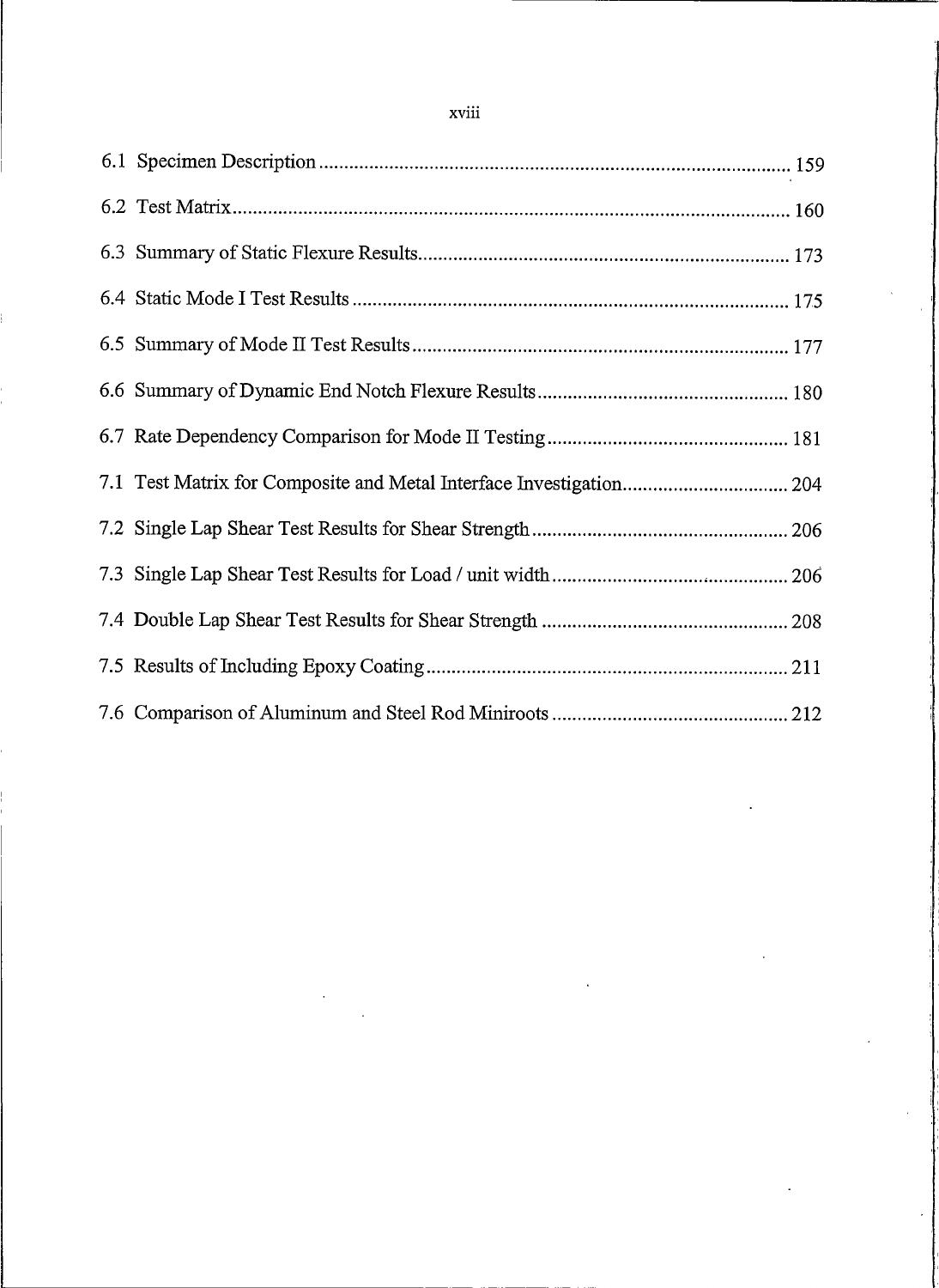6.1 Specimen Description ............................................................................................ 159

6.2 Test Matrix.............................................................................................................. 160

6.3 Summary of Static Flexure Results......................................................................... 173

6.4 Static Mode I Test Results ...................................................................................... 175

6.5 Summary of Mode II Test Results.......................................................................... 177

6.6 Summary of Dynamic End Notch Flexure Results................................................. 180

6.7 Rate Dependency Comparison for Mode II Testing................................................ 181

7.1 Test Matrix for Composite and Metal Interface Investigation................................. 204

7.2 Single Lap Shear Test Results for Shear Strength.................................................. 206

7.3 Single Lap Shear Test Results for Load / unit width............................................... 206

7.4 Double Lap Shear Test Results for Shear Strength ................................................ 208

7.5 Results of Including Epoxy Coating....................................................................... 211

7.6 Comparison of Aluminum and Steel Rod Miniroots ............................................... 212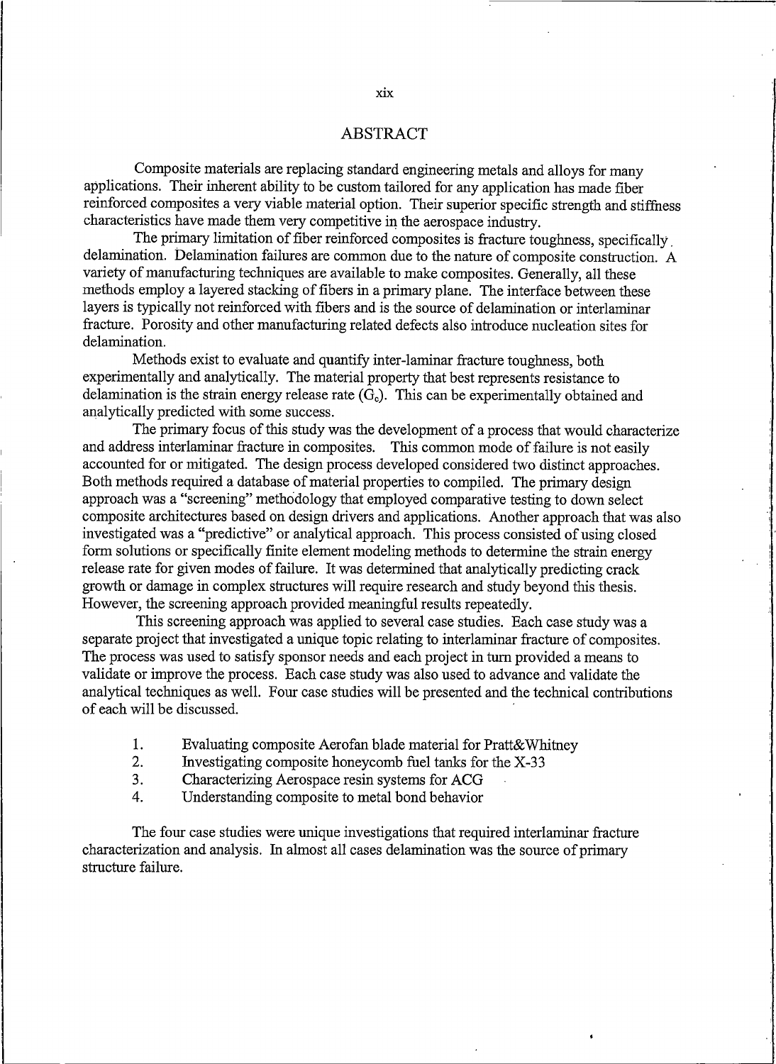# ABSTRACT

Composite materials are replacing standard engineering metals and alloys for many applications. Their inherent ability to be custom tailored for any application has made fiber reinforced composites a very viable material option. Their superior specific strength and stiffness characteristics have made them very competitive in the aerospace industry.

The primary limitation of fiber reinforced composites is fracture toughness, specifically delamination. Delamination failures are common due to the nature of composite construction. A variety of manufacturing techniques are available to make composites. Generally, all these methods employ a layered stacking of fibers in a primary plane. The interface between these layers is typically not reinforced with fibers and is the source of delamination or interlaminar fracture. Porosity and other manufacturing related defects also introduce nucleation sites for delamination.

Methods exist to evaluate and quantify inter-laminar fracture toughness, both experimentally and analytically. The material property that best represents resistance to delamination is the strain energy release rate ($G_c$). This can be experimentally obtained and analytically predicted with some success.

The primary focus of this study was the development of a process that would characterize and address interlaminar fracture in composites. This common mode of failure is not easily accounted for or mitigated. The design process developed considered two distinct approaches. Both methods required a database of material properties to compiled. The primary design approach was a "screening" methodology that employed comparative testing to down select composite architectures based on design drivers and applications. Another approach that was also investigated was a "predictive" or analytical approach. This process consisted of using closed form solutions or specifically finite element modeling methods to determine the strain energy release rate for given modes of failure. It was determined that analytically predicting crack growth or damage in complex structures will require research and study beyond this thesis. However, the screening approach provided meaningful results repeatedly.

This screening approach was applied to several case studies. Each case study was a separate project that investigated a unique topic relating to interlaminar fracture of composites. The process was used to satisfy sponsor needs and each project in turn provided a means to validate or improve the process. Each case study was also used to advance and validate the analytical techniques as well. Four case studies will be presented and the technical contributions of each will be discussed.

1. Evaluating composite Aerofan blade material for Pratt&Whitney
2. Investigating composite honeycomb fuel tanks for the X-33
3. Characterizing Aerospace resin systems for ACG
4. Understanding composite to metal bond behavior

The four case studies were unique investigations that required interlaminar fracture characterization and analysis. In almost all cases delamination was the source of primary structure failure.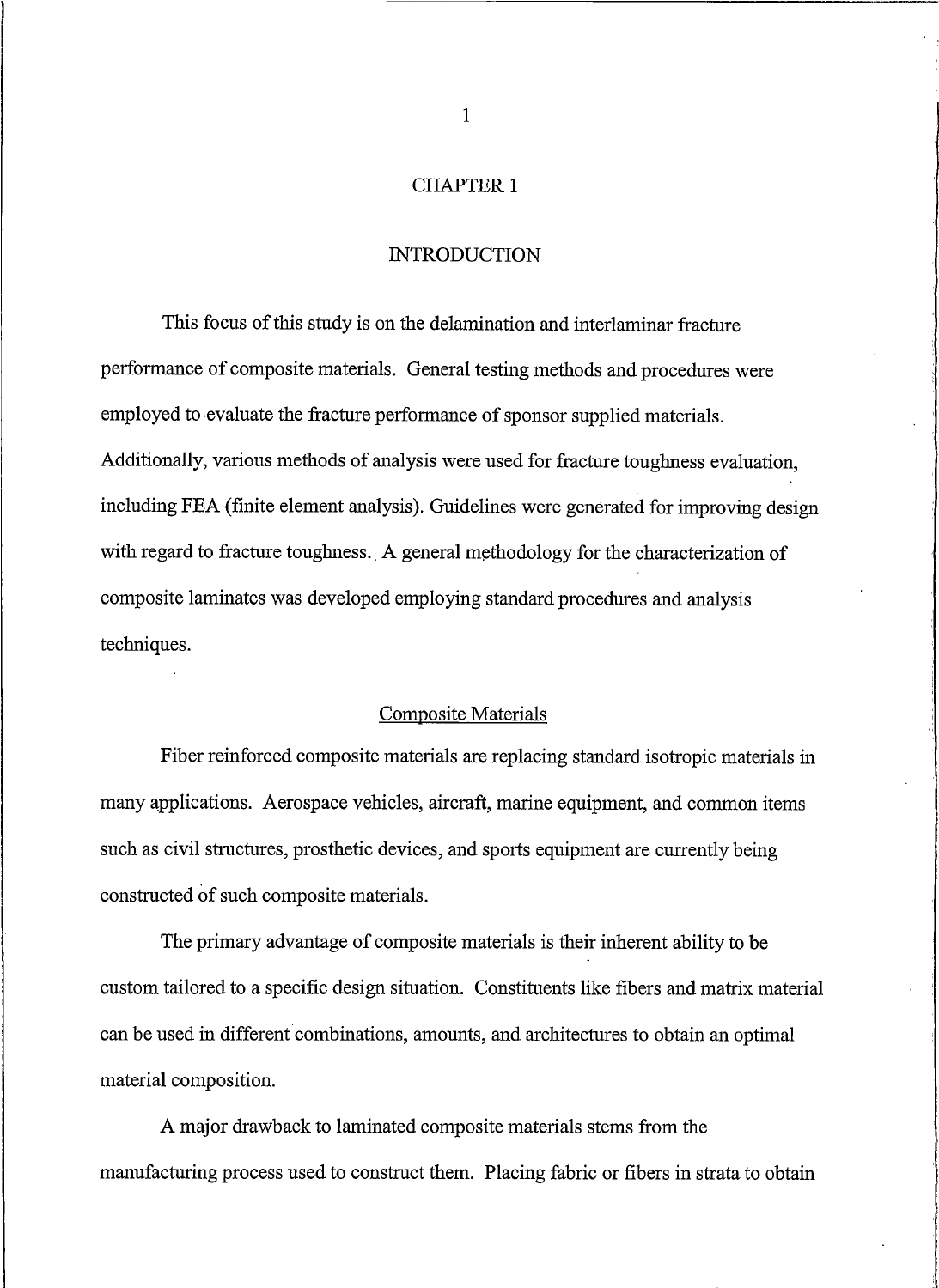# CHAPTER 1

# INTRODUCTION

This focus of this study is on the delamination and interlaminar fracture performance of composite materials. General testing methods and procedures were employed to evaluate the fracture performance of sponsor supplied materials. Additionally, various methods of analysis were used for fracture toughness evaluation, including FEA (finite element analysis). Guidelines were generated for improving design with regard to fracture toughness. A general methodology for the characterization of composite laminates was developed employing standard procedures and analysis techniques.

## Composite Materials

Fiber reinforced composite materials are replacing standard isotropic materials in many applications. Aerospace vehicles, aircraft, marine equipment, and common items such as civil structures, prosthetic devices, and sports equipment are currently being constructed of such composite materials.

The primary advantage of composite materials is their inherent ability to be custom tailored to a specific design situation. Constituents like fibers and matrix material can be used in different combinations, amounts, and architectures to obtain an optimal material composition.

A major drawback to laminated composite materials stems from the manufacturing process used to construct them. Placing fabric or fibers in strata to obtain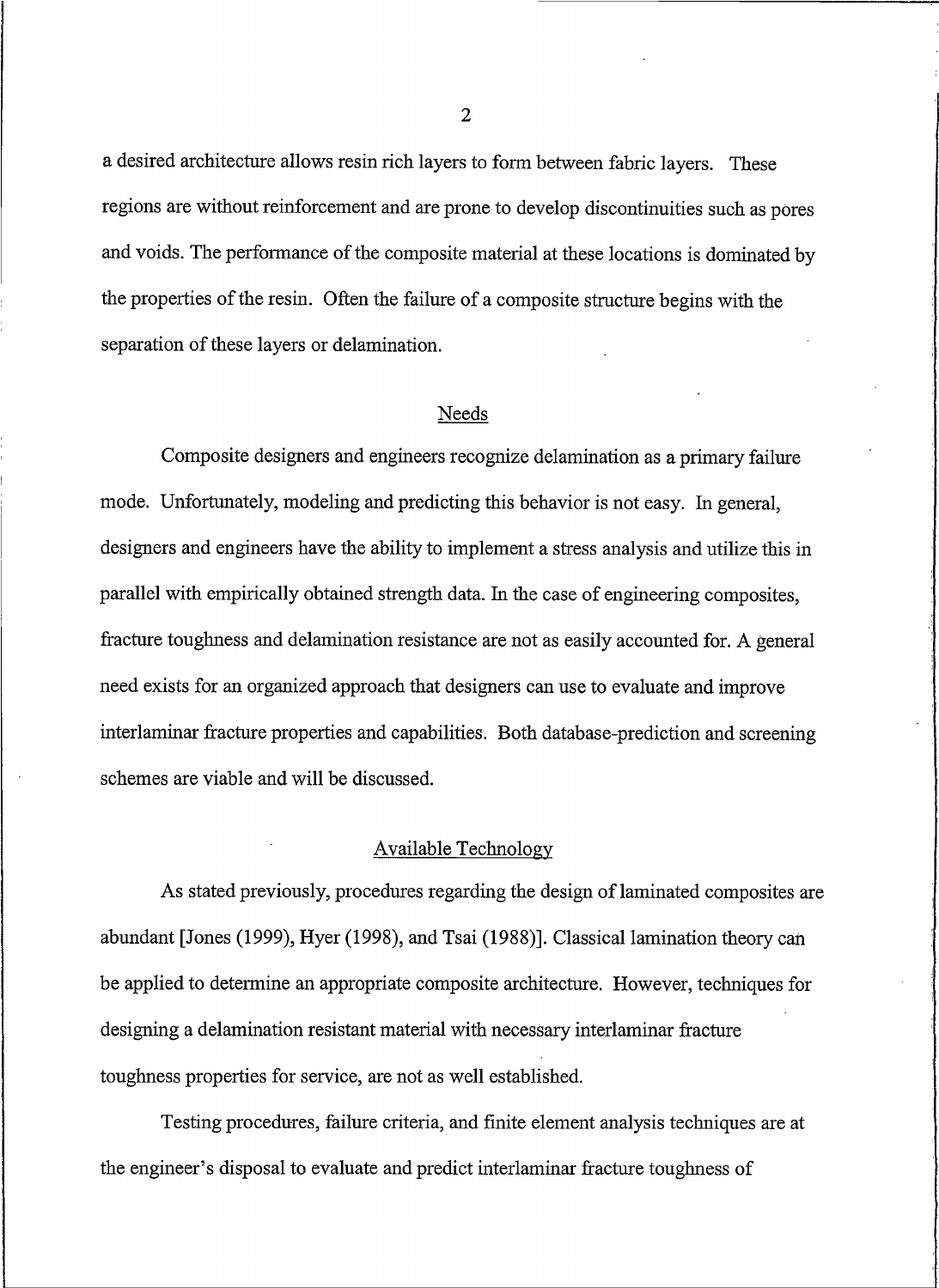a desired architecture allows resin rich layers to form between fabric layers. These regions are without reinforcement and are prone to develop discontinuities such as pores and voids. The performance of the composite material at these locations is dominated by the properties of the resin. Often the failure of a composite structure begins with the separation of these layers or delamination.

## Needs

Composite designers and engineers recognize delamination as a primary failure mode. Unfortunately, modeling and predicting this behavior is not easy. In general, designers and engineers have the ability to implement a stress analysis and utilize this in parallel with empirically obtained strength data. In the case of engineering composites, fracture toughness and delamination resistance are not as easily accounted for. A general need exists for an organized approach that designers can use to evaluate and improve interlaminar fracture properties and capabilities. Both database-prediction and screening schemes are viable and will be discussed.

## Available Technology

As stated previously, procedures regarding the design of laminated composites are abundant [Jones (1999), Hyer (1998), and Tsai (1988)]. Classical lamination theory can be applied to determine an appropriate composite architecture. However, techniques for designing a delamination resistant material with necessary interlaminar fracture toughness properties for service, are not as well established.

Testing procedures, failure criteria, and finite element analysis techniques are at the engineer's disposal to evaluate and predict interlaminar fracture toughness of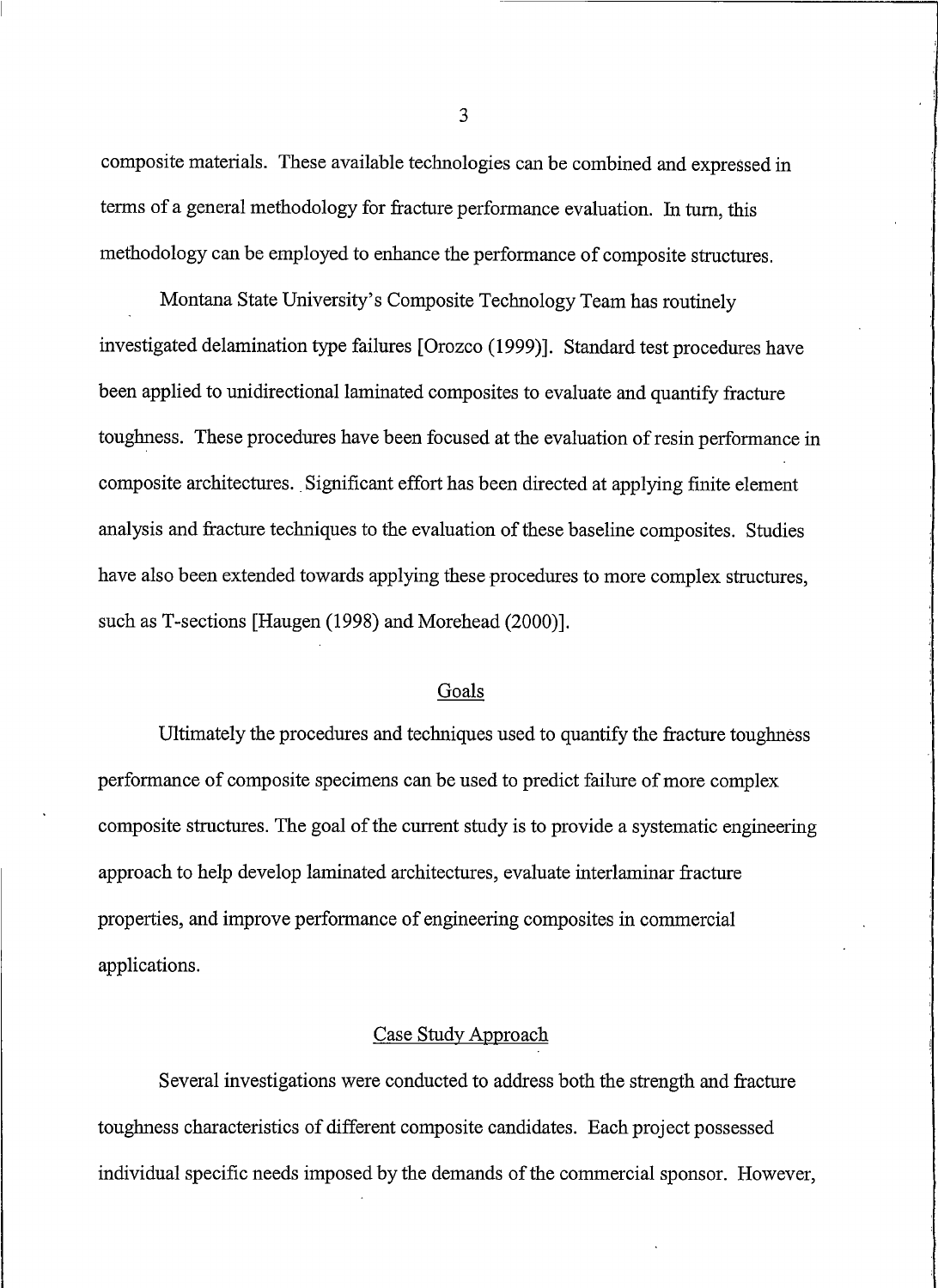composite materials. These available technologies can be combined and expressed in terms of a general methodology for fracture performance evaluation. In turn, this methodology can be employed to enhance the performance of composite structures.

Montana State University's Composite Technology Team has routinely investigated delamination type failures [Orozco (1999)]. Standard test procedures have been applied to unidirectional laminated composites to evaluate and quantify fracture toughness. These procedures have been focused at the evaluation of resin performance in composite architectures. Significant effort has been directed at applying finite element analysis and fracture techniques to the evaluation of these baseline composites. Studies have also been extended towards applying these procedures to more complex structures, such as T-sections [Haugen (1998) and Morehead (2000)].

## Goals

Ultimately the procedures and techniques used to quantify the fracture toughness performance of composite specimens can be used to predict failure of more complex composite structures. The goal of the current study is to provide a systematic engineering approach to help develop laminated architectures, evaluate interlaminar fracture properties, and improve performance of engineering composites in commercial applications.

## Case Study Approach

Several investigations were conducted to address both the strength and fracture toughness characteristics of different composite candidates. Each project possessed individual specific needs imposed by the demands of the commercial sponsor. However,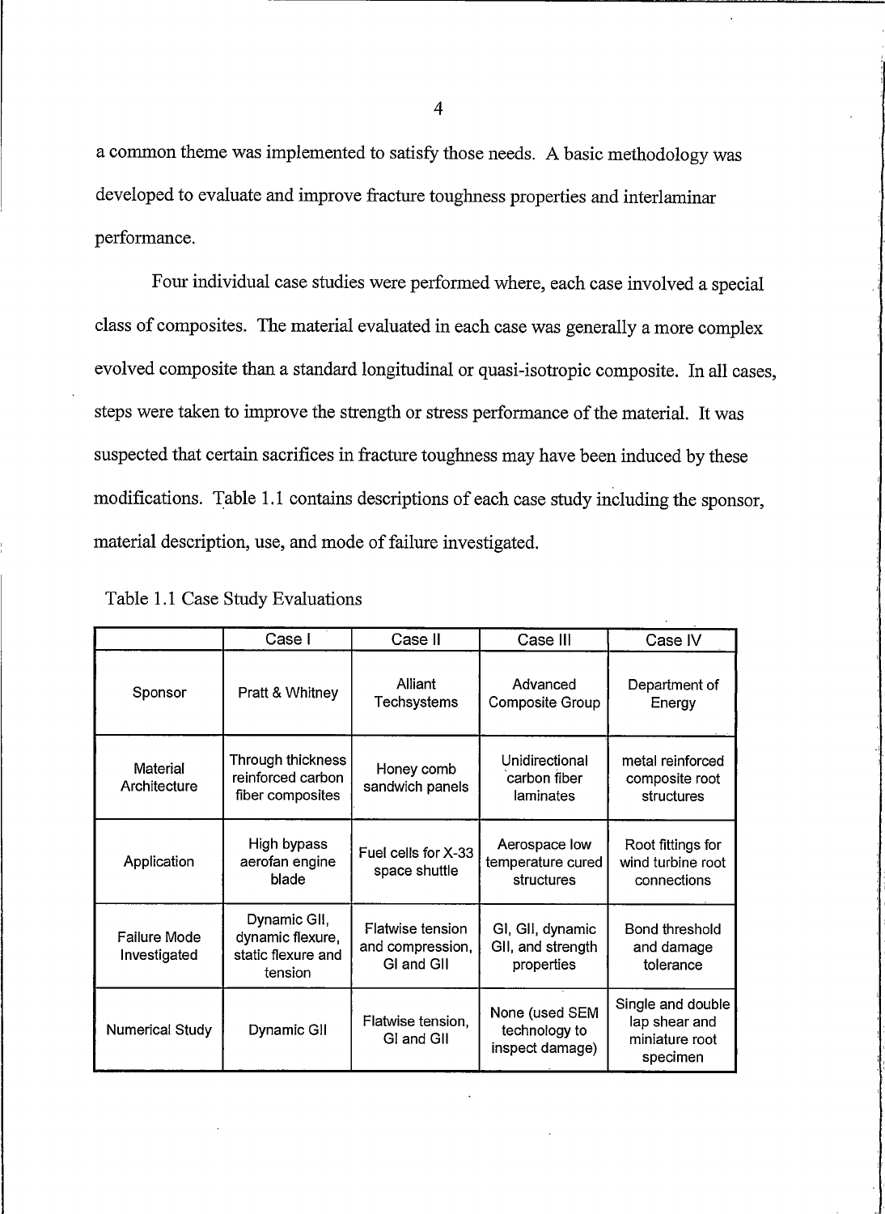a common theme was implemented to satisfy those needs. A basic methodology was developed to evaluate and improve fracture toughness properties and interlaminar performance.

Four individual case studies were performed where, each case involved a special class of composites. The material evaluated in each case was generally a more complex evolved composite than a standard longitudinal or quasi-isotropic composite. In all cases, steps were taken to improve the strength or stress performance of the material. It was suspected that certain sacrifices in fracture toughness may have been induced by these modifications. Table 1.1 contains descriptions of each case study including the sponsor, material description, use, and mode of failure investigated.

Table 1.1 Case Study Evaluations

| | Case I | Case II | Case III | Case IV |
|---|---|---|---|---|
| Sponsor | Pratt & Whitney | Alliant Techsystems | Advanced Composite Group | Department of Energy |
| Material Architecture | Through thickness reinforced carbon fiber composites | Honey comb sandwich panels | Unidirectional carbon fiber laminates | metal reinforced composite root structures |
| Application | High bypass aerofan engine blade | Fuel cells for X-33 space shuttle | Aerospace low temperature cured structures | Root fittings for wind turbine root connections |
| Failure Mode Investigated | Dynamic GII, dynamic flexure, static flexure and tension | Flatwise tension and compression, GI and GII | GI, GII, dynamic GII, and strength properties | Bond threshold and damage tolerance |
| Numerical Study | Dynamic GII | Flatwise tension, GI and GII | None (used SEM technology to inspect damage) | Single and double lap shear and miniature root specimen |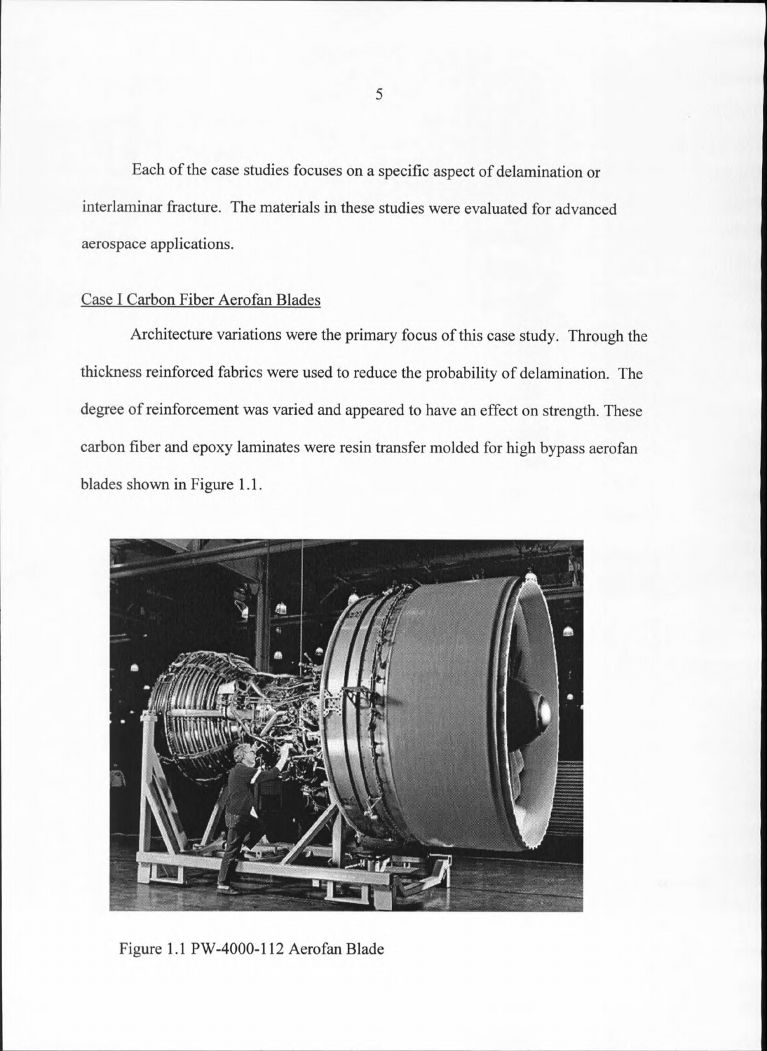Each of the case studies focuses on a specific aspect of delamination or interlaminar fracture. The materials in these studies were evaluated for advanced aerospace applications.

## Case I Carbon Fiber Aerofan Blades

Architecture variations were the primary focus of this case study. Through the thickness reinforced fabrics were used to reduce the probability of delamination. The degree of reinforcement was varied and appeared to have an effect on strength. These carbon fiber and epoxy laminates were resin transfer molded for high bypass aerofan blades shown in Figure 1.1.

Figure 1.1 PW-4000-112 Aerofan Blade